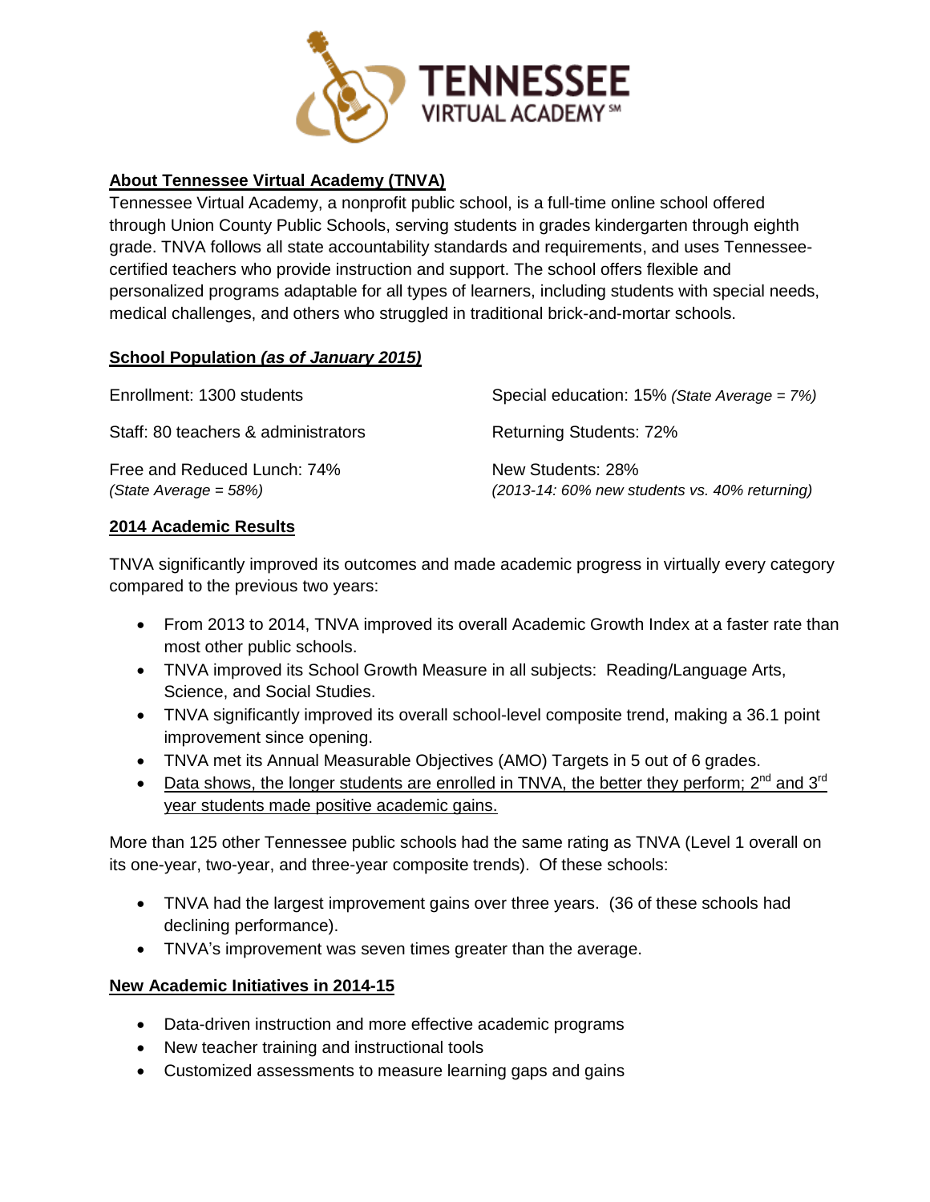# TENNESSEE VIRTUAL ACADEMY

## About Tennessee Virtual Academy (TNVA)

Tennessee Virtual Academy, a nonprofit public school, is a full-time online school offered through Union County Public Schools, serving students in grades kindergarten through eighth grade. TNVA follows all state accountability standards and requirements, and uses Tennessee-certified teachers who provide instruction and support. The school offers flexible and personalized programs adaptable for all types of learners, including students with special needs, medical challenges, and others who struggled in traditional brick-and-mortar schools.

## School Population *(as of January 2015)*

Enrollment: 1300 students

Staff: 80 teachers & administrators

Free and Reduced Lunch: 74%
*(State Average = 58%)*

Special education: 15% *(State Average = 7%)*

Returning Students: 72%

New Students: 28%
*(2013-14: 60% new students vs. 40% returning)*

## 2014 Academic Results

TNVA significantly improved its outcomes and made academic progress in virtually every category compared to the previous two years:

- From 2013 to 2014, TNVA improved its overall Academic Growth Index at a faster rate than most other public schools.
- TNVA improved its School Growth Measure in all subjects: Reading/Language Arts, Science, and Social Studies.
- TNVA significantly improved its overall school-level composite trend, making a 36.1 point improvement since opening.
- TNVA met its Annual Measurable Objectives (AMO) Targets in 5 out of 6 grades.
- Data shows, the longer students are enrolled in TNVA, the better they perform; 2nd and 3rd year students made positive academic gains.

More than 125 other Tennessee public schools had the same rating as TNVA (Level 1 overall on its one-year, two-year, and three-year composite trends). Of these schools:

- TNVA had the largest improvement gains over three years. (36 of these schools had declining performance).
- TNVA's improvement was seven times greater than the average.

## New Academic Initiatives in 2014-15

- Data-driven instruction and more effective academic programs
- New teacher training and instructional tools
- Customized assessments to measure learning gaps and gains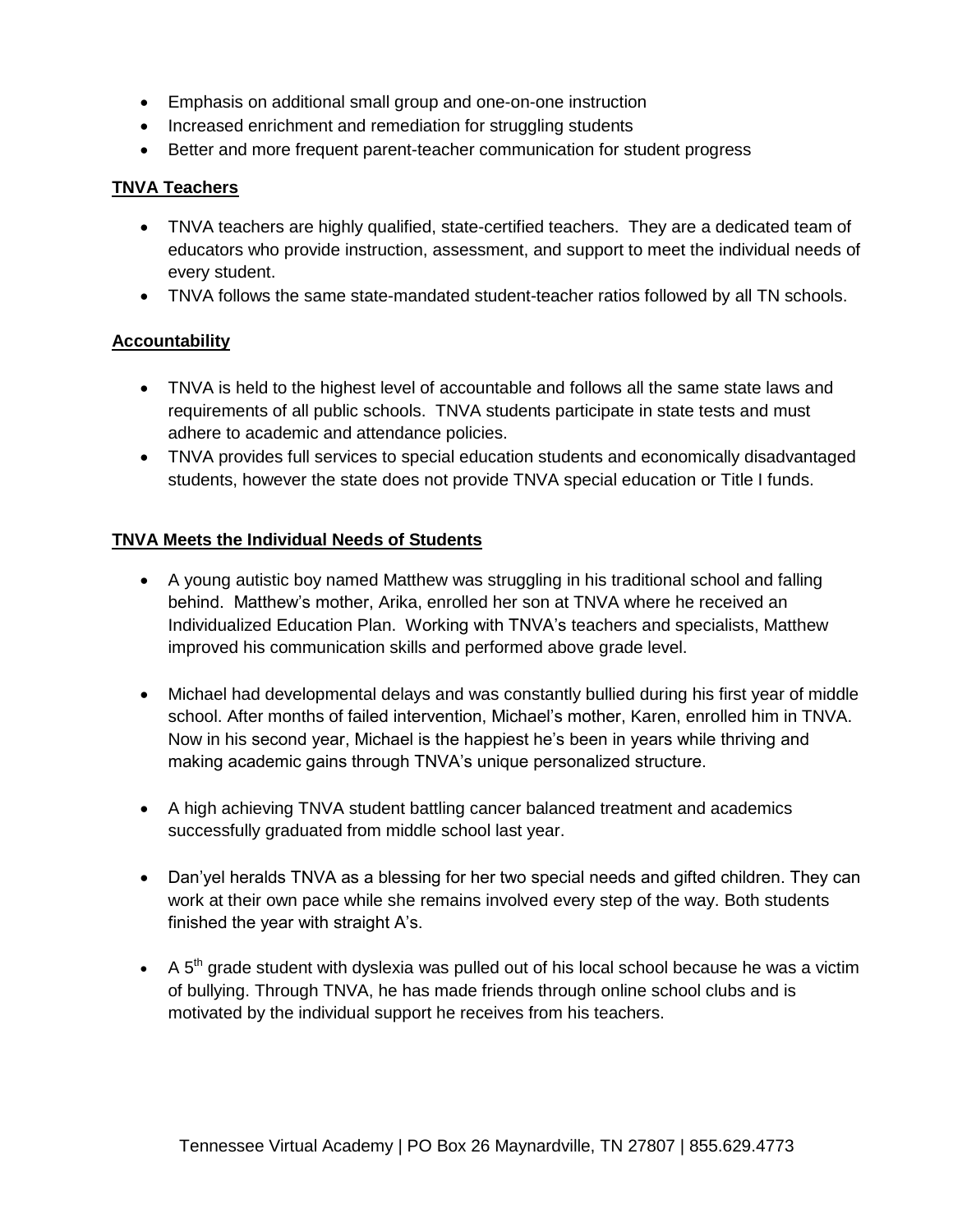- Emphasis on additional small group and one-on-one instruction
- Increased enrichment and remediation for struggling students
- Better and more frequent parent-teacher communication for student progress

**TNVA Teachers**

- TNVA teachers are highly qualified, state-certified teachers. They are a dedicated team of educators who provide instruction, assessment, and support to meet the individual needs of every student.
- TNVA follows the same state-mandated student-teacher ratios followed by all TN schools.

**Accountability**

- TNVA is held to the highest level of accountable and follows all the same state laws and requirements of all public schools. TNVA students participate in state tests and must adhere to academic and attendance policies.
- TNVA provides full services to special education students and economically disadvantaged students, however the state does not provide TNVA special education or Title I funds.

**TNVA Meets the Individual Needs of Students**

- A young autistic boy named Matthew was struggling in his traditional school and falling behind. Matthew's mother, Arika, enrolled her son at TNVA where he received an Individualized Education Plan. Working with TNVA's teachers and specialists, Matthew improved his communication skills and performed above grade level.

- Michael had developmental delays and was constantly bullied during his first year of middle school. After months of failed intervention, Michael's mother, Karen, enrolled him in TNVA. Now in his second year, Michael is the happiest he's been in years while thriving and making academic gains through TNVA's unique personalized structure.

- A high achieving TNVA student battling cancer balanced treatment and academics successfully graduated from middle school last year.

- Dan'yel heralds TNVA as a blessing for her two special needs and gifted children. They can work at their own pace while she remains involved every step of the way. Both students finished the year with straight A's.

- A 5th grade student with dyslexia was pulled out of his local school because he was a victim of bullying. Through TNVA, he has made friends through online school clubs and is motivated by the individual support he receives from his teachers.

Tennessee Virtual Academy | PO Box 26 Maynardville, TN 27807 | 855.629.4773